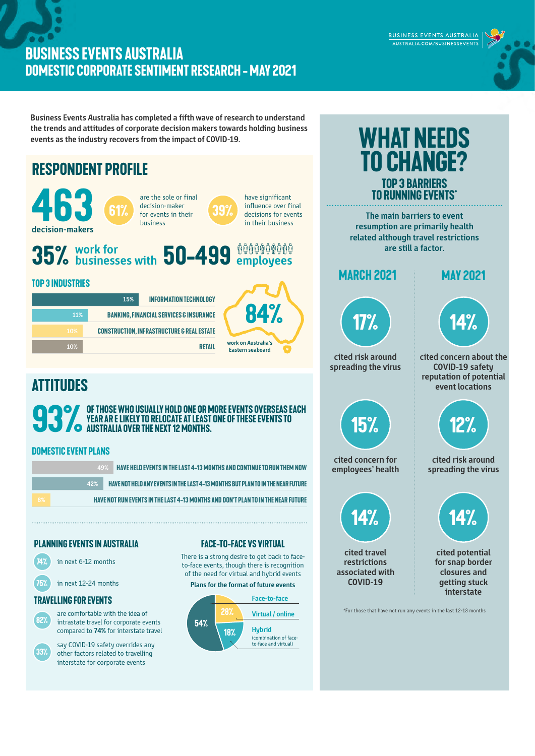# BUSINESS EVENTS AUSTRALIA
# DOMESTIC CORPORATE SENTIMENT RESEARCH – MAY 2021

BUSINESS EVENTS AUSTRALIA
AUSTRALIA.COM/BUSINESSEVENTS

Business Events Australia has completed a fifth wave of research to understand the trends and attitudes of corporate decision makers towards holding business events as the industry recovers from the impact of COVID-19.

## RESPONDENT PROFILE

**463** decision-makers

**61%** are the sole or final decision-maker for events in their business

**39%** have significant influence over final decisions for events in their business

**35%** work for businesses with **50-499** employees

### TOP 3 INDUSTRIES

| % | Industry |
|---|---|
| 15% | INFORMATION TECHNOLOGY |
| 11% | BANKING, FINANCIAL SERVICES & INSURANCE |
| 10% | CONSTRUCTION, INFRASTRUCTURE & REAL ESTATE |
| 10% | RETAIL |

**84%** work on Australia's Eastern seaboard

## ATTITUDES

**93%** OF THOSE WHO USUALLY HOLD ONE OR MORE EVENTS OVERSEAS EACH YEAR ARE LIKELY TO RELOCATE AT LEAST ONE OF THESE EVENTS TO AUSTRALIA OVER THE NEXT 12 MONTHS.

### DOMESTIC EVENT PLANS

| % | Plan |
|---|---|
| 49% | HAVE HELD EVENTS IN THE LAST 4-13 MONTHS AND CONTINUE TO RUN THEM NOW |
| 42% | HAVE NOT HELD ANY EVENTS IN THE LAST 4-13 MONTHS BUT PLAN TO IN THE NEAR FUTURE |
| 8% | HAVE NOT RUN EVENTS IN THE LAST 4-13 MONTHS AND DON'T PLAN TO IN THE NEAR FUTURE |

### PLANNING EVENTS IN AUSTRALIA

- **74%** in next 6-12 months
- **75%** in next 12-24 months

### TRAVELLING FOR EVENTS

- **82%** are comfortable with the idea of intrastate travel for corporate events compared to **74%** for interstate travel
- **33%** say COVID-19 safety overrides any other factors related to travelling interstate for corporate events

### FACE-TO-FACE VS VIRTUAL

There is a strong desire to get back to face-to-face events, though there is recognition of the need for virtual and hybrid events

**Plans for the format of future events**

| Format | % |
|---|---|
| Face-to-face | 54% |
| Virtual / online | 28% |
| Hybrid (combination of face-to-face and virtual) | 18% |

## WHAT NEEDS TO CHANGE?

### TOP 3 BARRIERS TO RUNNING EVENTS*

The main barriers to event resumption are primarily health related although travel restrictions are still a factor.

| MARCH 2021 | MAY 2021 |
|---|---|
| **17%** cited risk around spreading the virus | **14%** cited concern about the COVID-19 safety reputation of potential event locations |
| **15%** cited concern for employees' health | **12%** cited risk around spreading the virus |
| **14%** cited travel restrictions associated with COVID-19 | **14%** cited potential for snap border closures and getting stuck interstate |

*For those that have not run any events in the last 12-13 months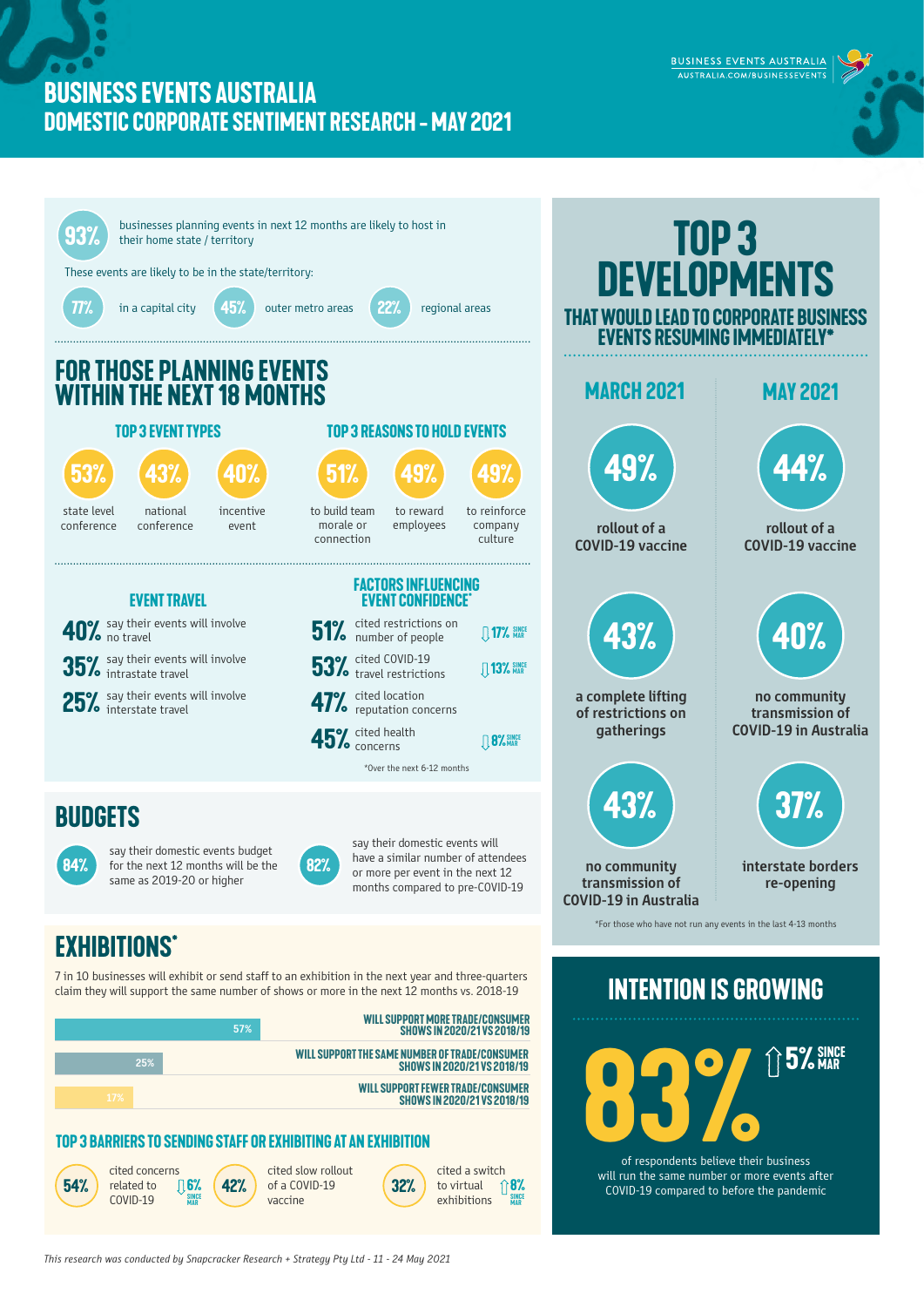# BUSINESS EVENTS AUSTRALIA
# DOMESTIC CORPORATE SENTIMENT RESEARCH – MAY 2021

BUSINESS EVENTS AUSTRALIA
AUSTRALIA.COM/BUSINESSEVENTS

**93%** businesses planning events in next 12 months are likely to host in their home state / territory

These events are likely to be in the state/territory:

**77%** in a capital city **45%** outer metro areas **22%** regional areas

## FOR THOSE PLANNING EVENTS WITHIN THE NEXT 18 MONTHS

### TOP 3 EVENT TYPES

- **53%** state level conference
- **43%** national conference
- **40%** incentive event

### TOP 3 REASONS TO HOLD EVENTS

- **51%** to build team morale or connection
- **49%** to reward employees
- **49%** to reinforce company culture

### EVENT TRAVEL

- **40%** say their events will involve no travel
- **35%** say their events will involve intrastate travel
- **25%** say their events will involve interstate travel

### FACTORS INFLUENCING EVENT CONFIDENCE*

- **51%** cited restrictions on number of people ⇩17% SINCE MAR
- **53%** cited COVID-19 travel restrictions ⇩13% SINCE MAR
- **47%** cited location reputation concerns
- **45%** cited health concerns ⇩8% SINCE MAR

*Over the next 6-12 months

## BUDGETS

**84%** say their domestic events budget for the next 12 months will be the same as 2019-20 or higher

**82%** say their domestic events will have a similar number of attendees or more per event in the next 12 months compared to pre-COVID-19

## EXHIBITIONS*

7 in 10 businesses will exhibit or send staff to an exhibition in the next year and three-quarters claim they will support the same number of shows or more in the next 12 months vs. 2018-19

57% WILL SUPPORT MORE TRADE/CONSUMER SHOWS IN 2020/21 VS 2018/19

25% WILL SUPPORT THE SAME NUMBER OF TRADE/CONSUMER SHOWS IN 2020/21 VS 2018/19

17% WILL SUPPORT FEWER TRADE/CONSUMER SHOWS IN 2020/21 VS 2018/19

### TOP 3 BARRIERS TO SENDING STAFF OR EXHIBITING AT AN EXHIBITION

- **54%** cited concerns related to COVID-19 ⇩6% SINCE MAR
- **42%** cited slow rollout of a COVID-19 vaccine
- **32%** cited a switch to virtual exhibitions ⇧8% SINCE MAR

## TOP 3 DEVELOPMENTS THAT WOULD LEAD TO CORPORATE BUSINESS EVENTS RESUMING IMMEDIATELY*

### MARCH 2021

- **49%** rollout of a COVID-19 vaccine
- **43%** a complete lifting of restrictions on gatherings
- **43%** no community transmission of COVID-19 in Australia

### MAY 2021

- **44%** rollout of a COVID-19 vaccine
- **40%** no community transmission of COVID-19 in Australia
- **37%** interstate borders re-opening

*For those who have not run any events in the last 4-13 months

## INTENTION IS GROWING

**83%** ⇧5% SINCE MAR

of respondents believe their business will run the same number or more events after COVID-19 compared to before the pandemic

*This research was conducted by Snapcracker Research + Strategy Pty Ltd - 11 - 24 May 2021*